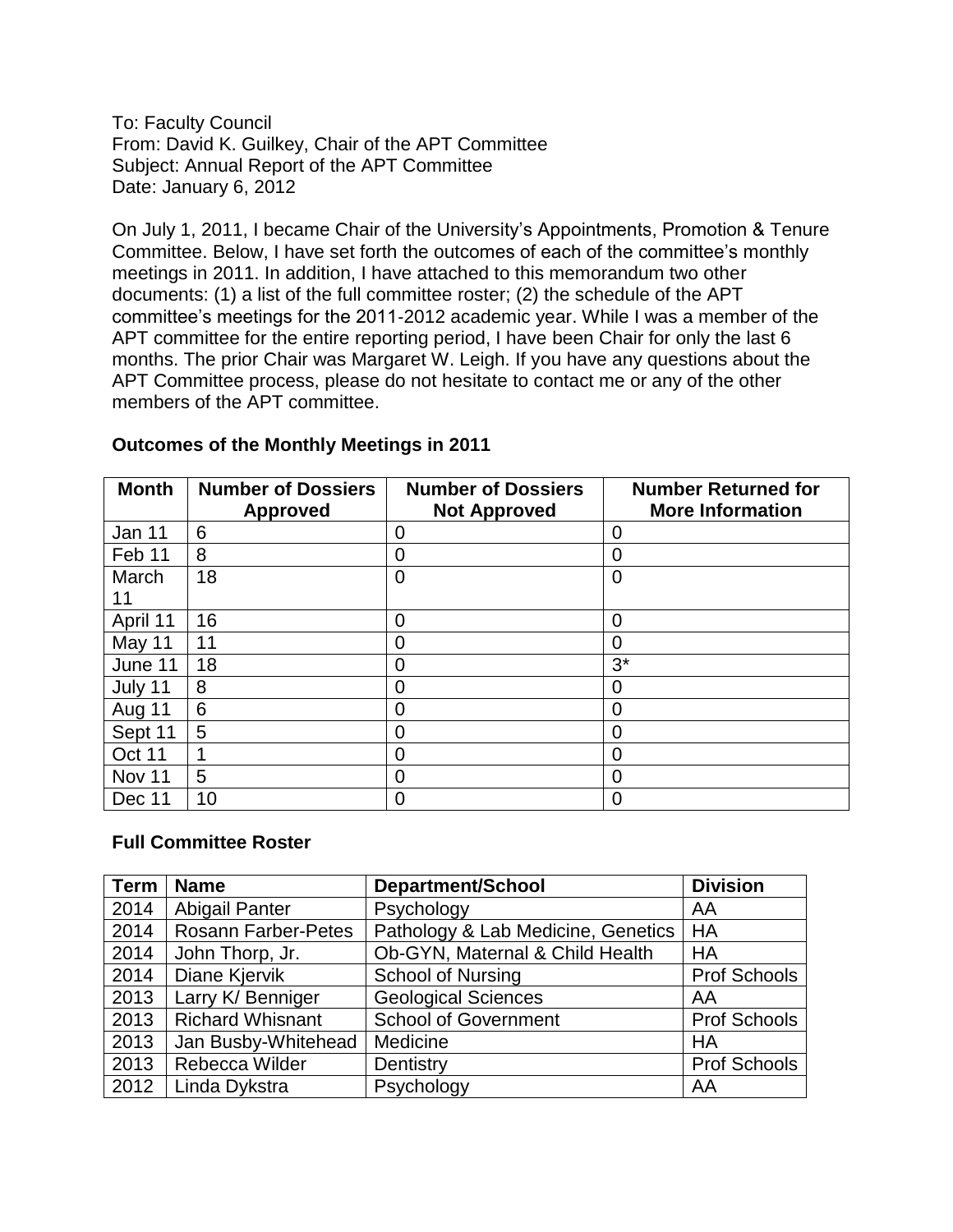To: Faculty Council
From: David K. Guilkey, Chair of the APT Committee
Subject: Annual Report of the APT Committee
Date: January 6, 2012

On July 1, 2011, I became Chair of the University's Appointments, Promotion & Tenure Committee. Below, I have set forth the outcomes of each of the committee's monthly meetings in 2011. In addition, I have attached to this memorandum two other documents: (1) a list of the full committee roster; (2) the schedule of the APT committee's meetings for the 2011-2012 academic year. While I was a member of the APT committee for the entire reporting period, I have been Chair for only the last 6 months. The prior Chair was Margaret W. Leigh. If you have any questions about the APT Committee process, please do not hesitate to contact me or any of the other members of the APT committee.

### Outcomes of the Monthly Meetings in 2011

| Month | Number of Dossiers Approved | Number of Dossiers Not Approved | Number Returned for More Information |
|---|---|---|---|
| Jan 11 | 6 | 0 | 0 |
| Feb 11 | 8 | 0 | 0 |
| March 11 | 18 | 0 | 0 |
| April 11 | 16 | 0 | 0 |
| May 11 | 11 | 0 | 0 |
| June 11 | 18 | 0 | 3* |
| July 11 | 8 | 0 | 0 |
| Aug 11 | 6 | 0 | 0 |
| Sept 11 | 5 | 0 | 0 |
| Oct 11 | 1 | 0 | 0 |
| Nov 11 | 5 | 0 | 0 |
| Dec 11 | 10 | 0 | 0 |

### Full Committee Roster

| Term | Name | Department/School | Division |
|---|---|---|---|
| 2014 | Abigail Panter | Psychology | AA |
| 2014 | Rosann Farber-Petes | Pathology & Lab Medicine, Genetics | HA |
| 2014 | John Thorp, Jr. | Ob-GYN, Maternal & Child Health | HA |
| 2014 | Diane Kjervik | School of Nursing | Prof Schools |
| 2013 | Larry K/ Benniger | Geological Sciences | AA |
| 2013 | Richard Whisnant | School of Government | Prof Schools |
| 2013 | Jan Busby-Whitehead | Medicine | HA |
| 2013 | Rebecca Wilder | Dentistry | Prof Schools |
| 2012 | Linda Dykstra | Psychology | AA |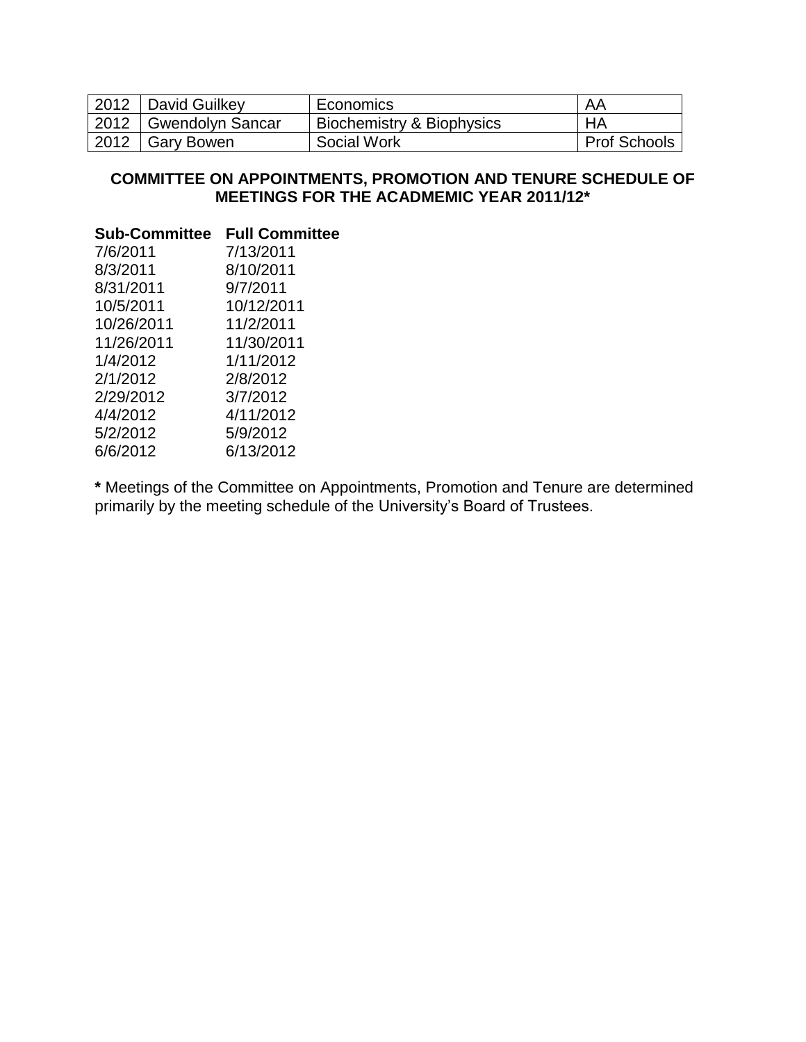| | | | |
|---|---|---|---|
| 2012 | David Guilkey | Economics | AA |
| 2012 | Gwendolyn Sancar | Biochemistry & Biophysics | HA |
| 2012 | Gary Bowen | Social Work | Prof Schools |

**COMMITTEE ON APPOINTMENTS, PROMOTION AND TENURE SCHEDULE OF MEETINGS FOR THE ACADMEMIC YEAR 2011/12***

| Sub-Committee | Full Committee |
|---|---|
| 7/6/2011 | 7/13/2011 |
| 8/3/2011 | 8/10/2011 |
| 8/31/2011 | 9/7/2011 |
| 10/5/2011 | 10/12/2011 |
| 10/26/2011 | 11/2/2011 |
| 11/26/2011 | 11/30/2011 |
| 1/4/2012 | 1/11/2012 |
| 2/1/2012 | 2/8/2012 |
| 2/29/2012 | 3/7/2012 |
| 4/4/2012 | 4/11/2012 |
| 5/2/2012 | 5/9/2012 |
| 6/6/2012 | 6/13/2012 |

**\*** Meetings of the Committee on Appointments, Promotion and Tenure are determined primarily by the meeting schedule of the University's Board of Trustees.